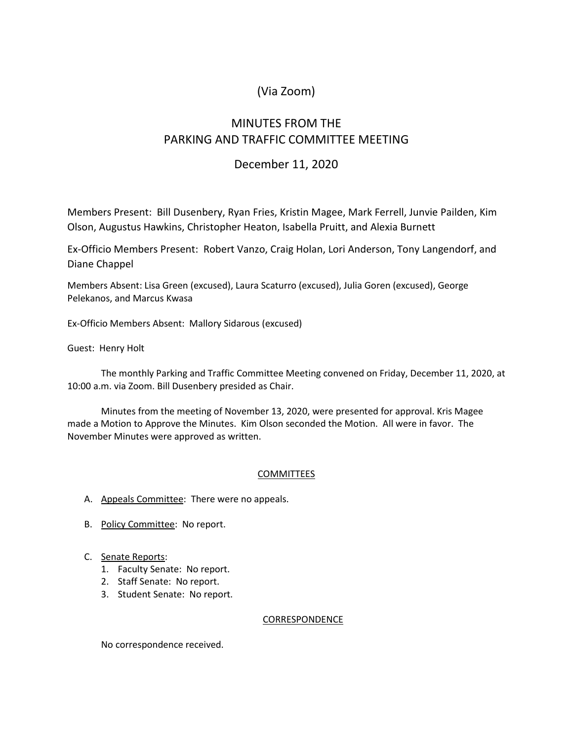(Via Zoom)

# MINUTES FROM THE PARKING AND TRAFFIC COMMITTEE MEETING

December 11, 2020

Members Present: Bill Dusenbery, Ryan Fries, Kristin Magee, Mark Ferrell, Junvie Pailden, Kim Olson, Augustus Hawkins, Christopher Heaton, Isabella Pruitt, and Alexia Burnett

Ex-Officio Members Present: Robert Vanzo, Craig Holan, Lori Anderson, Tony Langendorf, and Diane Chappel

Members Absent: Lisa Green (excused), Laura Scaturro (excused), Julia Goren (excused), George Pelekanos, and Marcus Kwasa

Ex-Officio Members Absent: Mallory Sidarous (excused)

Guest: Henry Holt

The monthly Parking and Traffic Committee Meeting convened on Friday, December 11, 2020, at 10:00 a.m. via Zoom. Bill Dusenbery presided as Chair.

Minutes from the meeting of November 13, 2020, were presented for approval. Kris Magee made a Motion to Approve the Minutes. Kim Olson seconded the Motion. All were in favor. The November Minutes were approved as written.

## COMMITTEES

A. Appeals Committee: There were no appeals.

B. Policy Committee: No report.

C. Senate Reports:
   1. Faculty Senate: No report.
   2. Staff Senate: No report.
   3. Student Senate: No report.

## CORRESPONDENCE

No correspondence received.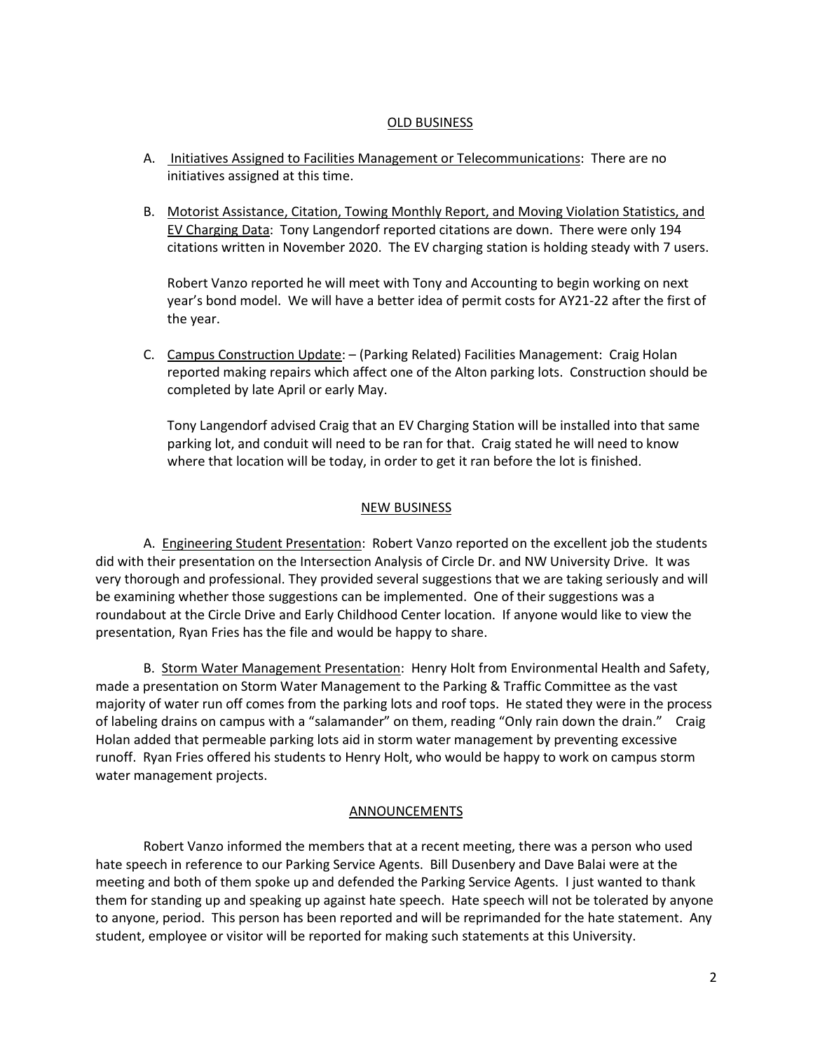## OLD BUSINESS

A. Initiatives Assigned to Facilities Management or Telecommunications: There are no initiatives assigned at this time.

B. Motorist Assistance, Citation, Towing Monthly Report, and Moving Violation Statistics, and EV Charging Data: Tony Langendorf reported citations are down. There were only 194 citations written in November 2020. The EV charging station is holding steady with 7 users.

   Robert Vanzo reported he will meet with Tony and Accounting to begin working on next year's bond model. We will have a better idea of permit costs for AY21-22 after the first of the year.

C. Campus Construction Update: – (Parking Related) Facilities Management: Craig Holan reported making repairs which affect one of the Alton parking lots. Construction should be completed by late April or early May.

   Tony Langendorf advised Craig that an EV Charging Station will be installed into that same parking lot, and conduit will need to be ran for that. Craig stated he will need to know where that location will be today, in order to get it ran before the lot is finished.

## NEW BUSINESS

A. Engineering Student Presentation: Robert Vanzo reported on the excellent job the students did with their presentation on the Intersection Analysis of Circle Dr. and NW University Drive. It was very thorough and professional. They provided several suggestions that we are taking seriously and will be examining whether those suggestions can be implemented. One of their suggestions was a roundabout at the Circle Drive and Early Childhood Center location. If anyone would like to view the presentation, Ryan Fries has the file and would be happy to share.

B. Storm Water Management Presentation: Henry Holt from Environmental Health and Safety, made a presentation on Storm Water Management to the Parking & Traffic Committee as the vast majority of water run off comes from the parking lots and roof tops. He stated they were in the process of labeling drains on campus with a "salamander" on them, reading "Only rain down the drain." Craig Holan added that permeable parking lots aid in storm water management by preventing excessive runoff. Ryan Fries offered his students to Henry Holt, who would be happy to work on campus storm water management projects.

## ANNOUNCEMENTS

Robert Vanzo informed the members that at a recent meeting, there was a person who used hate speech in reference to our Parking Service Agents. Bill Dusenbery and Dave Balai were at the meeting and both of them spoke up and defended the Parking Service Agents. I just wanted to thank them for standing up and speaking up against hate speech. Hate speech will not be tolerated by anyone to anyone, period. This person has been reported and will be reprimanded for the hate statement. Any student, employee or visitor will be reported for making such statements at this University.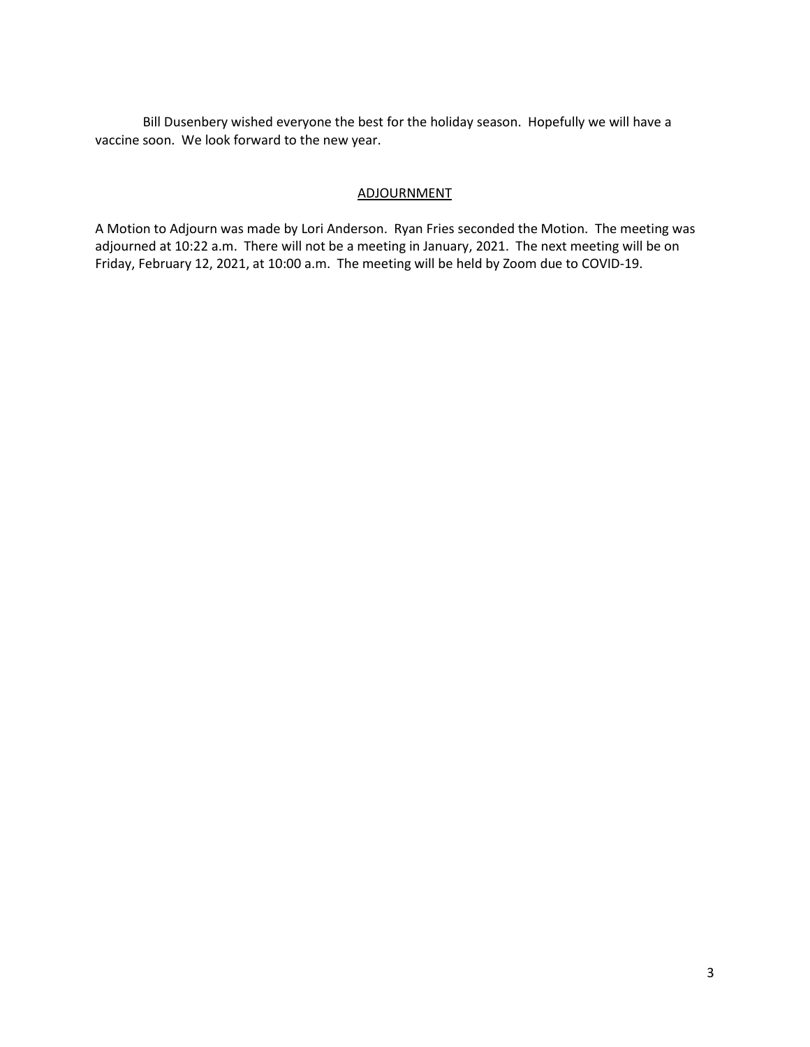Bill Dusenbery wished everyone the best for the holiday season. Hopefully we will have a vaccine soon. We look forward to the new year.

## ADJOURNMENT

A Motion to Adjourn was made by Lori Anderson. Ryan Fries seconded the Motion. The meeting was adjourned at 10:22 a.m. There will not be a meeting in January, 2021. The next meeting will be on Friday, February 12, 2021, at 10:00 a.m. The meeting will be held by Zoom due to COVID-19.